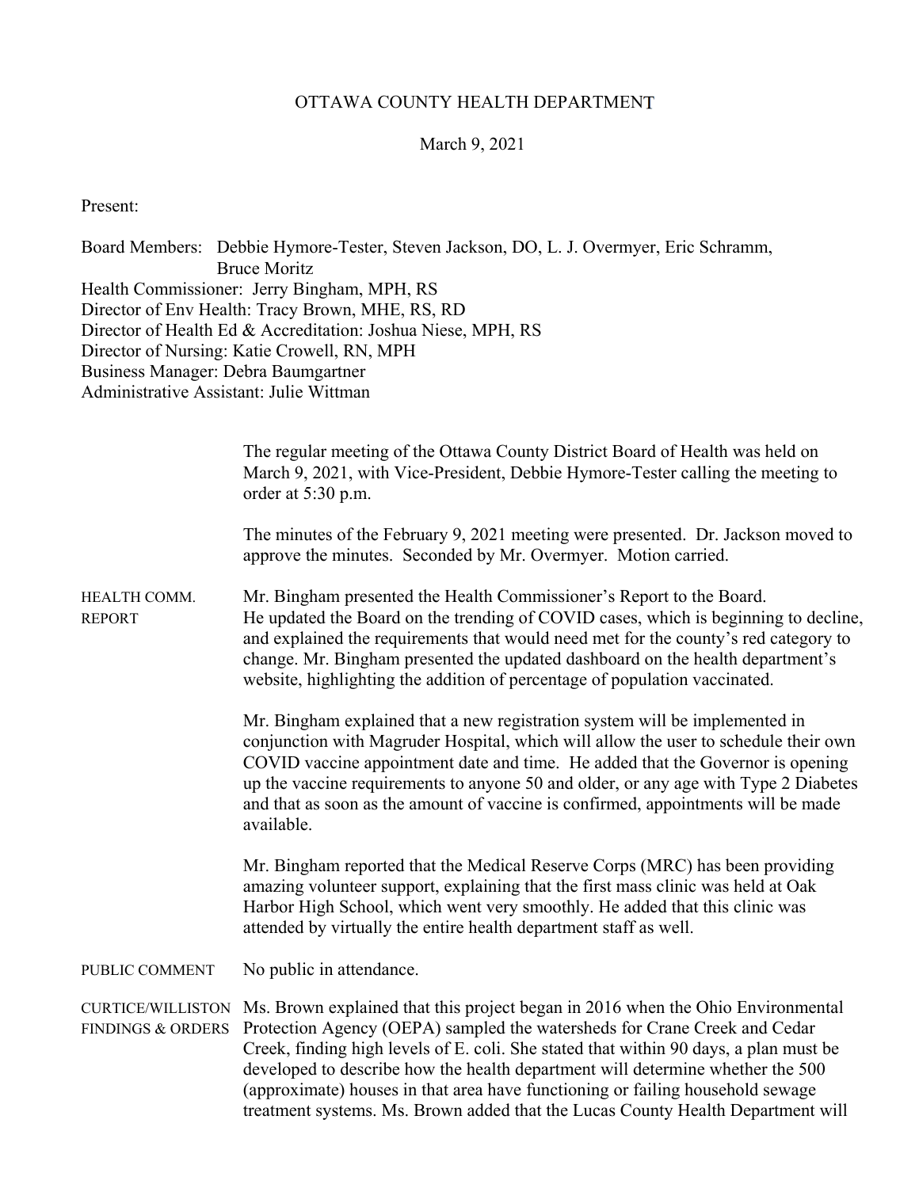# OTTAWA COUNTY HEALTH DEPARTMENT

March 9, 2021

Present:

Board Members: Debbie Hymore-Tester, Steven Jackson, DO, L. J. Overmyer, Eric Schramm, Bruce Moritz
Health Commissioner: Jerry Bingham, MPH, RS
Director of Env Health: Tracy Brown, MHE, RS, RD
Director of Health Ed & Accreditation: Joshua Niese, MPH, RS
Director of Nursing: Katie Crowell, RN, MPH
Business Manager: Debra Baumgartner
Administrative Assistant: Julie Wittman

The regular meeting of the Ottawa County District Board of Health was held on March 9, 2021, with Vice-President, Debbie Hymore-Tester calling the meeting to order at 5:30 p.m.

The minutes of the February 9, 2021 meeting were presented. Dr. Jackson moved to approve the minutes. Seconded by Mr. Overmyer. Motion carried.

**HEALTH COMM. REPORT**

Mr. Bingham presented the Health Commissioner's Report to the Board. He updated the Board on the trending of COVID cases, which is beginning to decline, and explained the requirements that would need met for the county's red category to change. Mr. Bingham presented the updated dashboard on the health department's website, highlighting the addition of percentage of population vaccinated.

Mr. Bingham explained that a new registration system will be implemented in conjunction with Magruder Hospital, which will allow the user to schedule their own COVID vaccine appointment date and time. He added that the Governor is opening up the vaccine requirements to anyone 50 and older, or any age with Type 2 Diabetes and that as soon as the amount of vaccine is confirmed, appointments will be made available.

Mr. Bingham reported that the Medical Reserve Corps (MRC) has been providing amazing volunteer support, explaining that the first mass clinic was held at Oak Harbor High School, which went very smoothly. He added that this clinic was attended by virtually the entire health department staff as well.

**PUBLIC COMMENT**

No public in attendance.

**CURTICE/WILLISTON FINDINGS & ORDERS**

Ms. Brown explained that this project began in 2016 when the Ohio Environmental Protection Agency (OEPA) sampled the watersheds for Crane Creek and Cedar Creek, finding high levels of E. coli. She stated that within 90 days, a plan must be developed to describe how the health department will determine whether the 500 (approximate) houses in that area have functioning or failing household sewage treatment systems. Ms. Brown added that the Lucas County Health Department will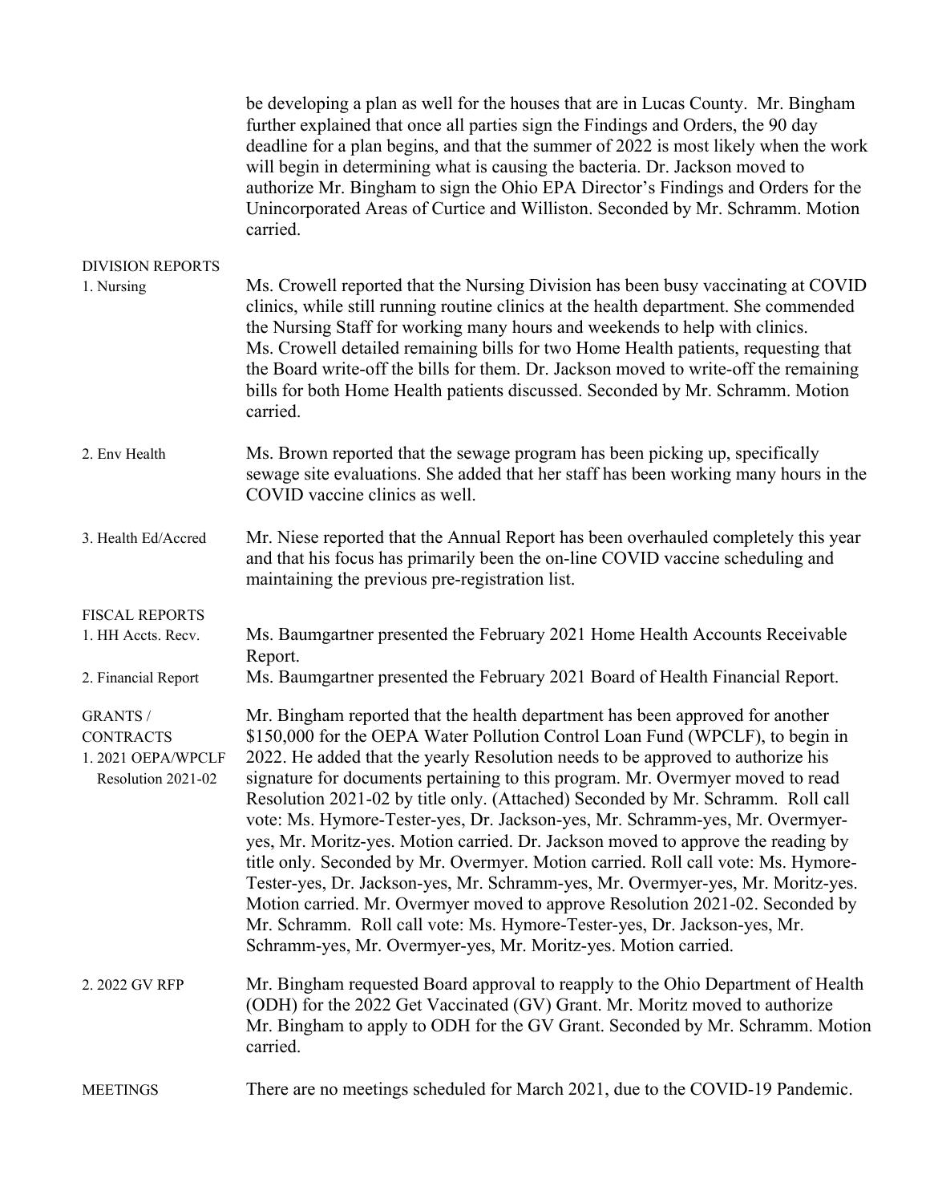be developing a plan as well for the houses that are in Lucas County. Mr. Bingham further explained that once all parties sign the Findings and Orders, the 90 day deadline for a plan begins, and that the summer of 2022 is most likely when the work will begin in determining what is causing the bacteria. Dr. Jackson moved to authorize Mr. Bingham to sign the Ohio EPA Director's Findings and Orders for the Unincorporated Areas of Curtice and Williston. Seconded by Mr. Schramm. Motion carried.

DIVISION REPORTS

1. Nursing — Ms. Crowell reported that the Nursing Division has been busy vaccinating at COVID clinics, while still running routine clinics at the health department. She commended the Nursing Staff for working many hours and weekends to help with clinics. Ms. Crowell detailed remaining bills for two Home Health patients, requesting that the Board write-off the bills for them. Dr. Jackson moved to write-off the remaining bills for both Home Health patients discussed. Seconded by Mr. Schramm. Motion carried.

2. Env Health — Ms. Brown reported that the sewage program has been picking up, specifically sewage site evaluations. She added that her staff has been working many hours in the COVID vaccine clinics as well.

3. Health Ed/Accred — Mr. Niese reported that the Annual Report has been overhauled completely this year and that his focus has primarily been the on-line COVID vaccine scheduling and maintaining the previous pre-registration list.

FISCAL REPORTS

1. HH Accts. Recv. — Ms. Baumgartner presented the February 2021 Home Health Accounts Receivable Report.

2. Financial Report — Ms. Baumgartner presented the February 2021 Board of Health Financial Report.

GRANTS / CONTRACTS

1. 2021 OEPA/WPCLF Resolution 2021-02 — Mr. Bingham reported that the health department has been approved for another $150,000 for the OEPA Water Pollution Control Loan Fund (WPCLF), to begin in 2022. He added that the yearly Resolution needs to be approved to authorize his signature for documents pertaining to this program. Mr. Overmyer moved to read Resolution 2021-02 by title only. (Attached) Seconded by Mr. Schramm. Roll call vote: Ms. Hymore-Tester-yes, Dr. Jackson-yes, Mr. Schramm-yes, Mr. Overmyer-yes, Mr. Moritz-yes. Motion carried. Dr. Jackson moved to approve the reading by title only. Seconded by Mr. Overmyer. Motion carried. Roll call vote: Ms. Hymore-Tester-yes, Dr. Jackson-yes, Mr. Schramm-yes, Mr. Overmyer-yes, Mr. Moritz-yes. Motion carried. Mr. Overmyer moved to approve Resolution 2021-02. Seconded by Mr. Schramm. Roll call vote: Ms. Hymore-Tester-yes, Dr. Jackson-yes, Mr. Schramm-yes, Mr. Overmyer-yes, Mr. Moritz-yes. Motion carried.

2. 2022 GV RFP — Mr. Bingham requested Board approval to reapply to the Ohio Department of Health (ODH) for the 2022 Get Vaccinated (GV) Grant. Mr. Moritz moved to authorize Mr. Bingham to apply to ODH for the GV Grant. Seconded by Mr. Schramm. Motion carried.

MEETINGS — There are no meetings scheduled for March 2021, due to the COVID-19 Pandemic.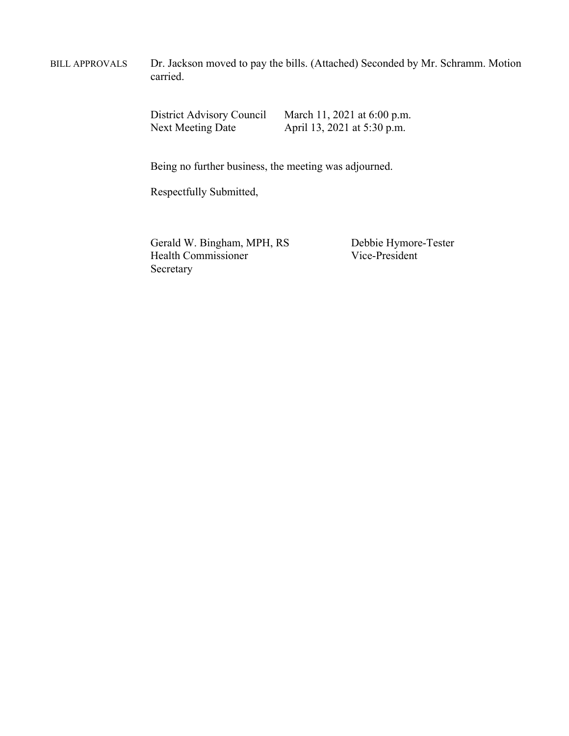BILL APPROVALS Dr. Jackson moved to pay the bills. (Attached) Seconded by Mr. Schramm. Motion carried.

| | |
|---|---|
| District Advisory Council | March 11, 2021 at 6:00 p.m. |
| Next Meeting Date | April 13, 2021 at 5:30 p.m. |

Being no further business, the meeting was adjourned.

Respectfully Submitted,

Gerald W. Bingham, MPH, RS
Health Commissioner
Secretary

Debbie Hymore-Tester
Vice-President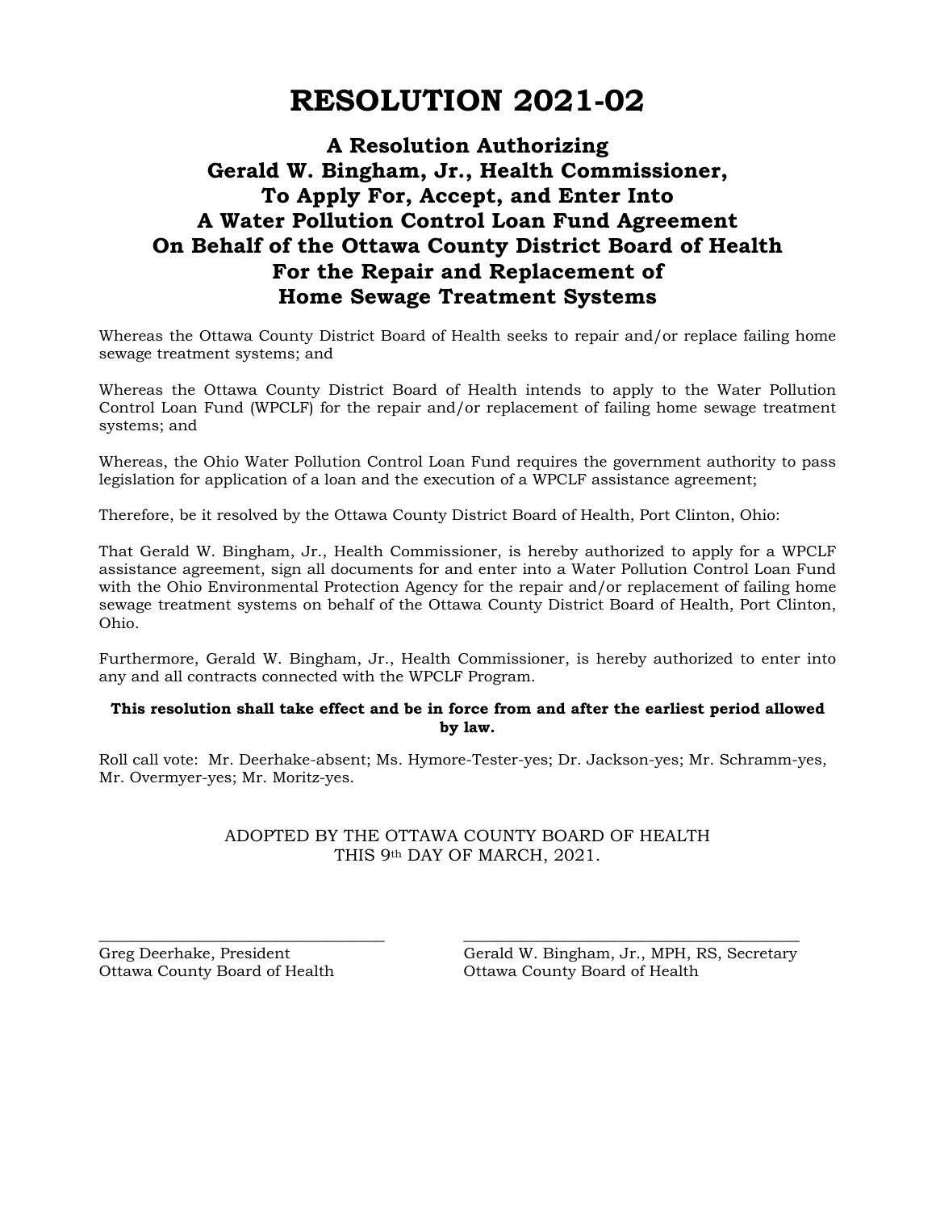# RESOLUTION 2021-02

## A Resolution Authorizing Gerald W. Bingham, Jr., Health Commissioner, To Apply For, Accept, and Enter Into A Water Pollution Control Loan Fund Agreement On Behalf of the Ottawa County District Board of Health For the Repair and Replacement of Home Sewage Treatment Systems

Whereas the Ottawa County District Board of Health seeks to repair and/or replace failing home sewage treatment systems; and

Whereas the Ottawa County District Board of Health intends to apply to the Water Pollution Control Loan Fund (WPCLF) for the repair and/or replacement of failing home sewage treatment systems; and

Whereas, the Ohio Water Pollution Control Loan Fund requires the government authority to pass legislation for application of a loan and the execution of a WPCLF assistance agreement;

Therefore, be it resolved by the Ottawa County District Board of Health, Port Clinton, Ohio:

That Gerald W. Bingham, Jr., Health Commissioner, is hereby authorized to apply for a WPCLF assistance agreement, sign all documents for and enter into a Water Pollution Control Loan Fund with the Ohio Environmental Protection Agency for the repair and/or replacement of failing home sewage treatment systems on behalf of the Ottawa County District Board of Health, Port Clinton, Ohio.

Furthermore, Gerald W. Bingham, Jr., Health Commissioner, is hereby authorized to enter into any and all contracts connected with the WPCLF Program.

**This resolution shall take effect and be in force from and after the earliest period allowed by law.**

Roll call vote: Mr. Deerhake-absent; Ms. Hymore-Tester-yes; Dr. Jackson-yes; Mr. Schramm-yes, Mr. Overmyer-yes; Mr. Moritz-yes.

ADOPTED BY THE OTTAWA COUNTY BOARD OF HEALTH
THIS 9th DAY OF MARCH, 2021.

\_\_\_\_\_\_\_\_\_\_\_\_\_\_\_\_\_\_\_\_\_\_\_\_\_\_\_\_\_\_
Greg Deerhake, President
Ottawa County Board of Health

\_\_\_\_\_\_\_\_\_\_\_\_\_\_\_\_\_\_\_\_\_\_\_\_\_\_\_\_\_\_
Gerald W. Bingham, Jr., MPH, RS, Secretary
Ottawa County Board of Health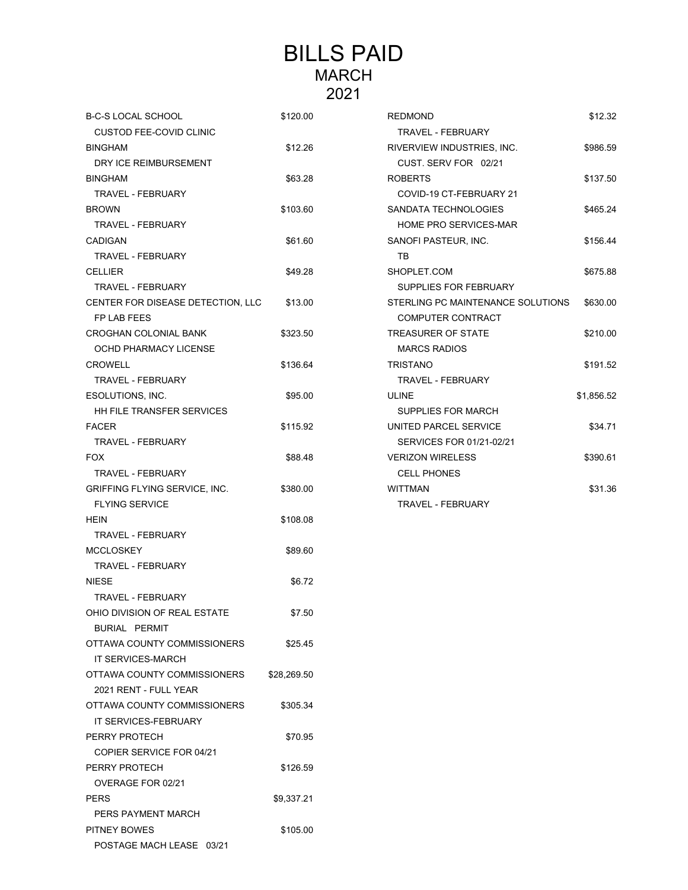# BILLS PAID

## MARCH

## 2021

| | |
|---|---|
| B-C-S LOCAL SCHOOL<br>CUSTOD FEE-COVID CLINIC | $120.00 |
| BINGHAM<br>DRY ICE REIMBURSEMENT | $12.26 |
| BINGHAM<br>TRAVEL - FEBRUARY | $63.28 |
| BROWN<br>TRAVEL - FEBRUARY | $103.60 |
| CADIGAN<br>TRAVEL - FEBRUARY | $61.60 |
| CELLIER<br>TRAVEL - FEBRUARY | $49.28 |
| CENTER FOR DISEASE DETECTION, LLC<br>FP LAB FEES | $13.00 |
| CROGHAN COLONIAL BANK<br>OCHD PHARMACY LICENSE | $323.50 |
| CROWELL<br>TRAVEL - FEBRUARY | $136.64 |
| ESOLUTIONS, INC.<br>HH FILE TRANSFER SERVICES | $95.00 |
| FACER<br>TRAVEL - FEBRUARY | $115.92 |
| FOX<br>TRAVEL - FEBRUARY | $88.48 |
| GRIFFING FLYING SERVICE, INC.<br>FLYING SERVICE | $380.00 |
| HEIN<br>TRAVEL - FEBRUARY | $108.08 |
| MCCLOSKEY<br>TRAVEL - FEBRUARY | $89.60 |
| NIESE<br>TRAVEL - FEBRUARY | $6.72 |
| OHIO DIVISION OF REAL ESTATE<br>BURIAL PERMIT | $7.50 |
| OTTAWA COUNTY COMMISSIONERS<br>IT SERVICES-MARCH | $25.45 |
| OTTAWA COUNTY COMMISSIONERS<br>2021 RENT - FULL YEAR | $28,269.50 |
| OTTAWA COUNTY COMMISSIONERS<br>IT SERVICES-FEBRUARY | $305.34 |
| PERRY PROTECH<br>COPIER SERVICE FOR 04/21 | $70.95 |
| PERRY PROTECH<br>OVERAGE FOR 02/21 | $126.59 |
| PERS<br>PERS PAYMENT MARCH | $9,337.21 |
| PITNEY BOWES<br>POSTAGE MACH LEASE 03/21 | $105.00 |
| REDMOND<br>TRAVEL - FEBRUARY | $12.32 |
| RIVERVIEW INDUSTRIES, INC.<br>CUST. SERV FOR 02/21 | $986.59 |
| ROBERTS<br>COVID-19 CT-FEBRUARY 21 | $137.50 |
| SANDATA TECHNOLOGIES<br>HOME PRO SERVICES-MAR | $465.24 |
| SANOFI PASTEUR, INC.<br>TB | $156.44 |
| SHOPLET.COM<br>SUPPLIES FOR FEBRUARY | $675.88 |
| STERLING PC MAINTENANCE SOLUTIONS<br>COMPUTER CONTRACT | $630.00 |
| TREASURER OF STATE<br>MARCS RADIOS | $210.00 |
| TRISTANO<br>TRAVEL - FEBRUARY | $191.52 |
| ULINE<br>SUPPLIES FOR MARCH | $1,856.52 |
| UNITED PARCEL SERVICE<br>SERVICES FOR 01/21-02/21 | $34.71 |
| VERIZON WIRELESS<br>CELL PHONES | $390.61 |
| WITTMAN<br>TRAVEL - FEBRUARY | $31.36 |